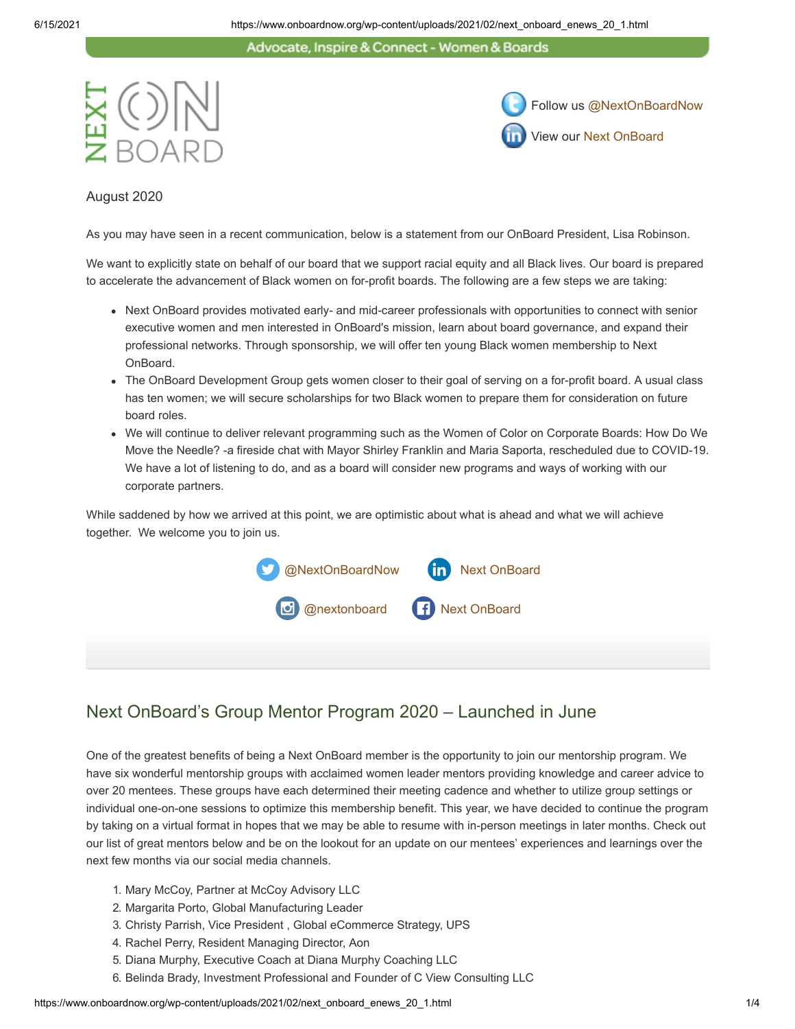Advocate, Inspire & Connect - Women & Boards

NEXT ON BOARD

Follow us @NextOnBoardNow

View our Next OnBoard

August 2020

As you may have seen in a recent communication, below is a statement from our OnBoard President, Lisa Robinson.

We want to explicitly state on behalf of our board that we support racial equity and all Black lives. Our board is prepared to accelerate the advancement of Black women on for-profit boards. The following are a few steps we are taking:

- Next OnBoard provides motivated early- and mid-career professionals with opportunities to connect with senior executive women and men interested in OnBoard's mission, learn about board governance, and expand their professional networks. Through sponsorship, we will offer ten young Black women membership to Next OnBoard.
- The OnBoard Development Group gets women closer to their goal of serving on a for-profit board. A usual class has ten women; we will secure scholarships for two Black women to prepare them for consideration on future board roles.
- We will continue to deliver relevant programming such as the Women of Color on Corporate Boards: How Do We Move the Needle? -a fireside chat with Mayor Shirley Franklin and Maria Saporta, rescheduled due to COVID-19. We have a lot of listening to do, and as a board will consider new programs and ways of working with our corporate partners.

While saddened by how we arrived at this point, we are optimistic about what is ahead and what we will achieve together. We welcome you to join us.

@NextOnBoardNow Next OnBoard

@nextonboard Next OnBoard

## Next OnBoard's Group Mentor Program 2020 – Launched in June

One of the greatest benefits of being a Next OnBoard member is the opportunity to join our mentorship program. We have six wonderful mentorship groups with acclaimed women leader mentors providing knowledge and career advice to over 20 mentees. These groups have each determined their meeting cadence and whether to utilize group settings or individual one-on-one sessions to optimize this membership benefit. This year, we have decided to continue the program by taking on a virtual format in hopes that we may be able to resume with in-person meetings in later months. Check out our list of great mentors below and be on the lookout for an update on our mentees' experiences and learnings over the next few months via our social media channels.

1. Mary McCoy, Partner at McCoy Advisory LLC
2. Margarita Porto, Global Manufacturing Leader
3. Christy Parrish, Vice President , Global eCommerce Strategy, UPS
4. Rachel Perry, Resident Managing Director, Aon
5. Diana Murphy, Executive Coach at Diana Murphy Coaching LLC
6. Belinda Brady, Investment Professional and Founder of C View Consulting LLC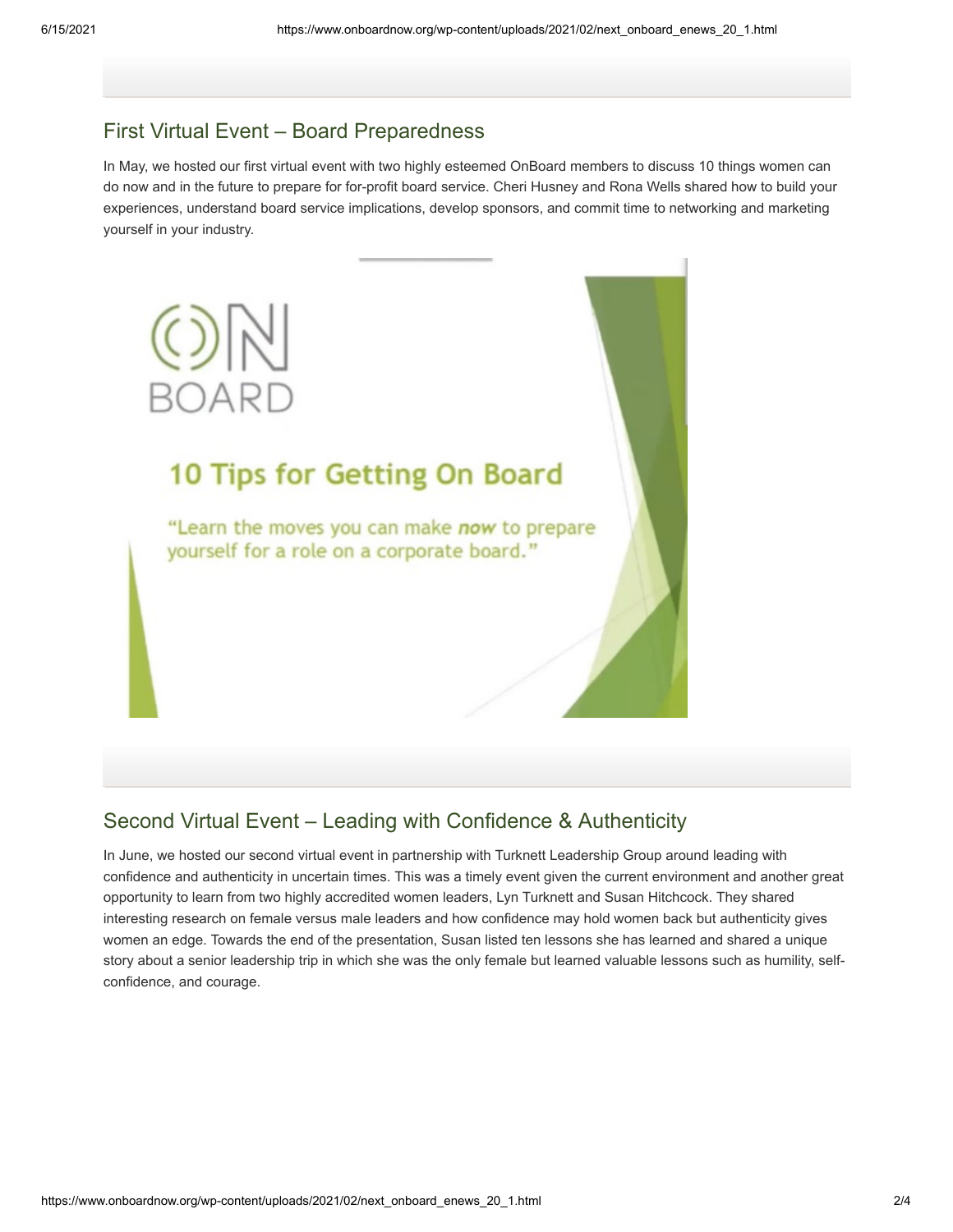## First Virtual Event – Board Preparedness

In May, we hosted our first virtual event with two highly esteemed OnBoard members to discuss 10 things women can do now and in the future to prepare for for-profit board service. Cheri Husney and Rona Wells shared how to build your experiences, understand board service implications, develop sponsors, and commit time to networking and marketing yourself in your industry.

ON BOARD

10 Tips for Getting On Board

"Learn the moves you can make *now* to prepare yourself for a role on a corporate board."

## Second Virtual Event – Leading with Confidence & Authenticity

In June, we hosted our second virtual event in partnership with Turknett Leadership Group around leading with confidence and authenticity in uncertain times. This was a timely event given the current environment and another great opportunity to learn from two highly accredited women leaders, Lyn Turknett and Susan Hitchcock. They shared interesting research on female versus male leaders and how confidence may hold women back but authenticity gives women an edge. Towards the end of the presentation, Susan listed ten lessons she has learned and shared a unique story about a senior leadership trip in which she was the only female but learned valuable lessons such as humility, self-confidence, and courage.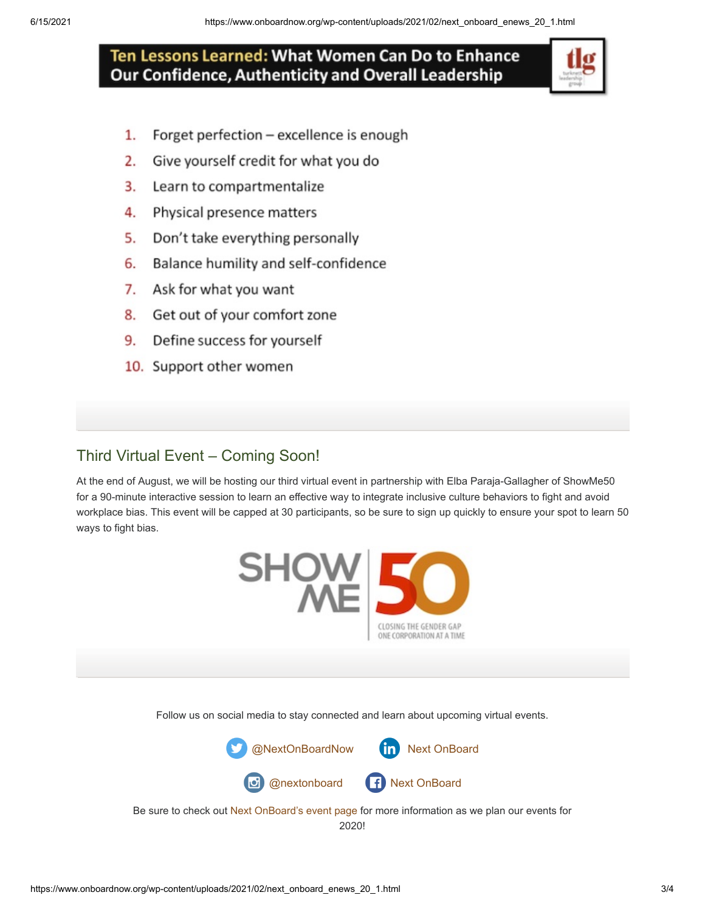## Ten Lessons Learned: What Women Can Do to Enhance Our Confidence, Authenticity and Overall Leadership

1. Forget perfection – excellence is enough
2. Give yourself credit for what you do
3. Learn to compartmentalize
4. Physical presence matters
5. Don't take everything personally
6. Balance humility and self-confidence
7. Ask for what you want
8. Get out of your comfort zone
9. Define success for yourself
10. Support other women

## Third Virtual Event – Coming Soon!

At the end of August, we will be hosting our third virtual event in partnership with Elba Paraja-Gallagher of ShowMe50 for a 90-minute interactive session to learn an effective way to integrate inclusive culture behaviors to fight and avoid workplace bias. This event will be capped at 30 participants, so be sure to sign up quickly to ensure your spot to learn 50 ways to fight bias.

SHOW ME 50

CLOSING THE GENDER GAP ONE CORPORATION AT A TIME

Follow us on social media to stay connected and learn about upcoming virtual events.

@NextOnBoardNow Next OnBoard

@nextonboard Next OnBoard

Be sure to check out Next OnBoard's event page for more information as we plan our events for 2020!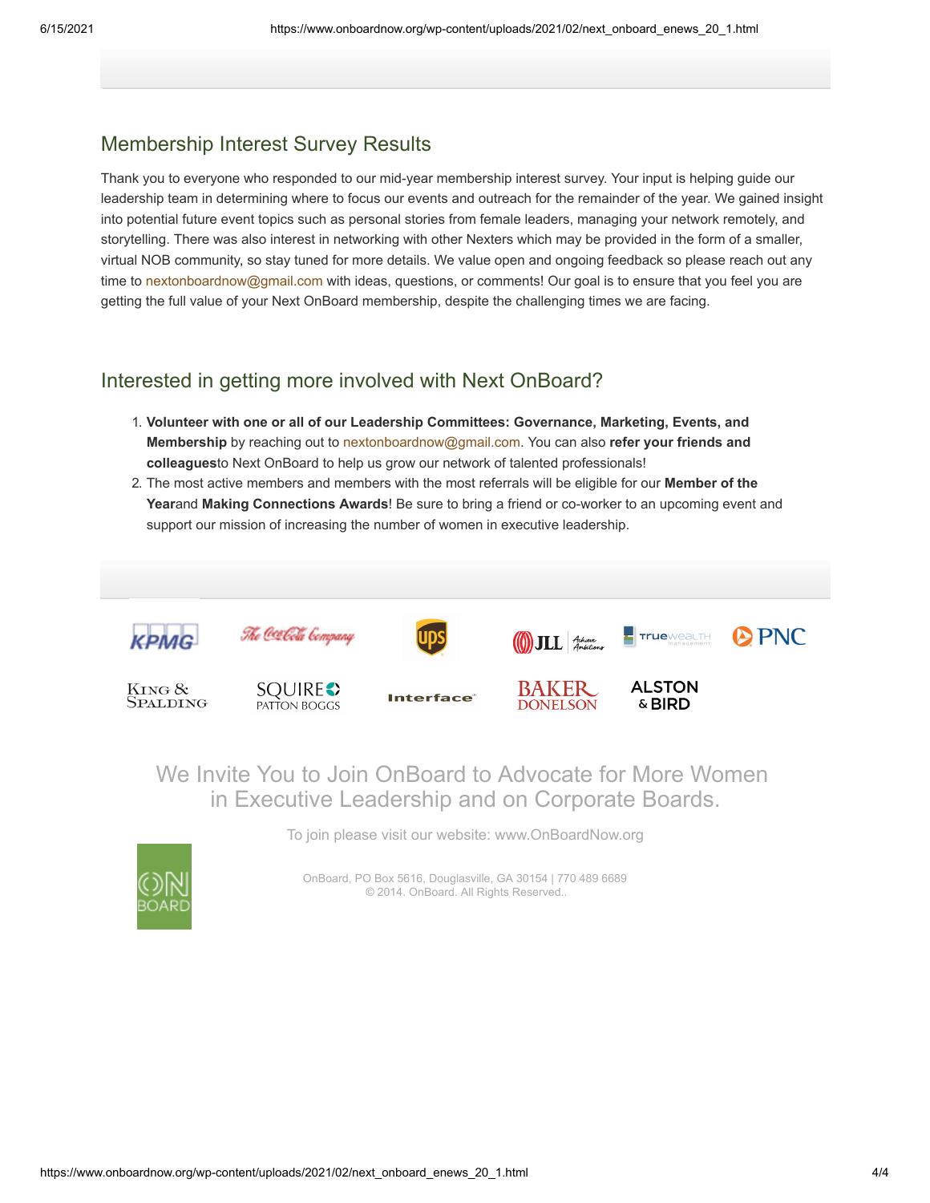## Membership Interest Survey Results

Thank you to everyone who responded to our mid-year membership interest survey. Your input is helping guide our leadership team in determining where to focus our events and outreach for the remainder of the year. We gained insight into potential future event topics such as personal stories from female leaders, managing your network remotely, and storytelling. There was also interest in networking with other Nexters which may be provided in the form of a smaller, virtual NOB community, so stay tuned for more details. We value open and ongoing feedback so please reach out any time to nextonboardnow@gmail.com with ideas, questions, or comments! Our goal is to ensure that you feel you are getting the full value of your Next OnBoard membership, despite the challenging times we are facing.

## Interested in getting more involved with Next OnBoard?

1. **Volunteer with one or all of our Leadership Committees: Governance, Marketing, Events, and Membership** by reaching out to nextonboardnow@gmail.com. You can also **refer your friends and colleagues**to Next OnBoard to help us grow our network of talented professionals!
2. The most active members and members with the most referrals will be eligible for our **Member of the Year**and **Making Connections Awards**! Be sure to bring a friend or co-worker to an upcoming event and support our mission of increasing the number of women in executive leadership.

KPMG · The Coca-Cola Company · UPS · JLL · TrueWealth Management · PNC
King & Spalding · Squire Patton Boggs · Interface · Baker Donelson · Alston & Bird

We Invite You to Join OnBoard to Advocate for More Women in Executive Leadership and on Corporate Boards.

To join please visit our website: www.OnBoardNow.org

OnBoard, PO Box 5616, Douglasville, GA 30154 | 770 489 6689
© 2014. OnBoard. All Rights Reserved..